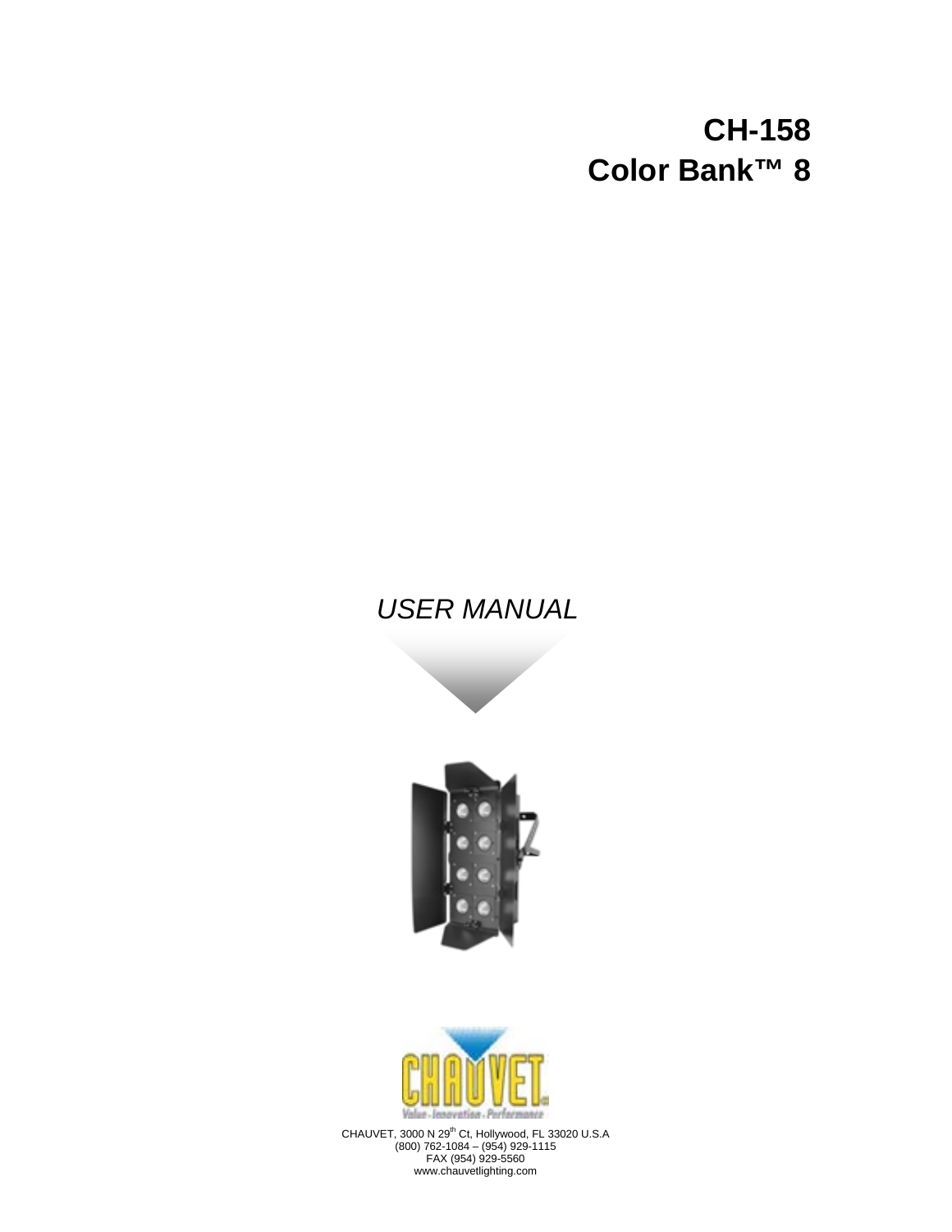# CH-158
# Color Bank™ 8

*USER MANUAL*

CHAUVET, 3000 N 29th Ct, Hollywood, FL 33020 U.S.A
(800) 762-1084 – (954) 929-1115
FAX (954) 929-5560
www.chauvetlighting.com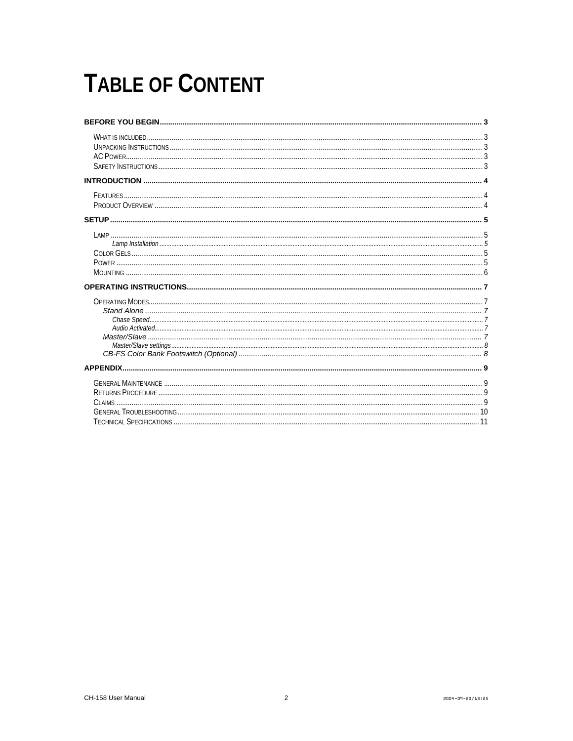# TABLE OF CONTENT

**BEFORE YOU BEGIN** ........................................................................ 3

- WHAT IS INCLUDED ........................................................................ 3
- UNPACKING INSTRUCTIONS ........................................................................ 3
- AC POWER ........................................................................ 3
- SAFETY INSTRUCTIONS ........................................................................ 3

**INTRODUCTION** ........................................................................ 4

- FEATURES ........................................................................ 4
- PRODUCT OVERVIEW ........................................................................ 4

**SETUP** ........................................................................ 5

- LAMP ........................................................................ 5
  - *Lamp Installation* ........................................................................ 5
- COLOR GELS ........................................................................ 5
- POWER ........................................................................ 5
- MOUNTING ........................................................................ 6

**OPERATING INSTRUCTIONS** ........................................................................ 7

- OPERATING MODES ........................................................................ 7
  - *Stand Alone* ........................................................................ 7
    - *Chase Speed* ........................................................................ 7
    - *Audio Activated* ........................................................................ 7
  - *Master/Slave* ........................................................................ 7
    - *Master/Slave settings* ........................................................................ 8
  - *CB-FS Color Bank Footswitch (Optional)* ........................................................................ 8

**APPENDIX** ........................................................................ 9

- GENERAL MAINTENANCE ........................................................................ 9
- RETURNS PROCEDURE ........................................................................ 9
- CLAIMS ........................................................................ 9
- GENERAL TROUBLESHOOTING ........................................................................ 10
- TECHNICAL SPECIFICATIONS ........................................................................ 11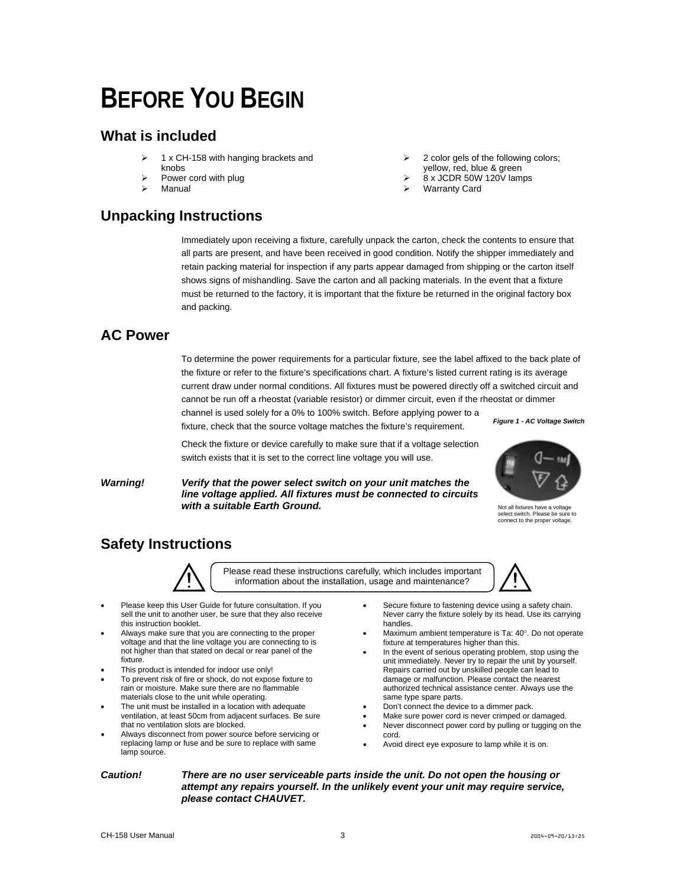# BEFORE YOU BEGIN

## What is included

- 1 x CH-158 with hanging brackets and knobs
- Power cord with plug
- Manual
- 2 color gels of the following colors; yellow, red, blue & green
- 8 x JCDR 50W 120V lamps
- Warranty Card

## Unpacking Instructions

Immediately upon receiving a fixture, carefully unpack the carton, check the contents to ensure that all parts are present, and have been received in good condition. Notify the shipper immediately and retain packing material for inspection if any parts appear damaged from shipping or the carton itself shows signs of mishandling. Save the carton and all packing materials. In the event that a fixture must be returned to the factory, it is important that the fixture be returned in the original factory box and packing.

## AC Power

To determine the power requirements for a particular fixture, see the label affixed to the back plate of the fixture or refer to the fixture's specifications chart. A fixture's listed current rating is its average current draw under normal conditions. All fixtures must be powered directly off a switched circuit and cannot be run off a rheostat (variable resistor) or dimmer circuit, even if the rheostat or dimmer channel is used solely for a 0% to 100% switch. Before applying power to a fixture, check that the source voltage matches the fixture's requirement.

Check the fixture or device carefully to make sure that if a voltage selection switch exists that it is set to the correct line voltage you will use.

***Figure 1 - AC Voltage Switch***

Not all fixtures have a voltage select switch. Please be sure to connect to the proper voltage.

***Warning!*** ***Verify that the power select switch on your unit matches the line voltage applied. All fixtures must be connected to circuits with a suitable Earth Ground.***

## Safety Instructions

Please read these instructions carefully, which includes important information about the installation, usage and maintenance?

- Please keep this User Guide for future consultation. If you sell the unit to another user, be sure that they also receive this instruction booklet.
- Always make sure that you are connecting to the proper voltage and that the line voltage you are connecting to is not higher than that stated on decal or rear panel of the fixture.
- This product is intended for indoor use only!
- To prevent risk of fire or shock, do not expose fixture to rain or moisture. Make sure there are no flammable materials close to the unit while operating.
- The unit must be installed in a location with adequate ventilation, at least 50cm from adjacent surfaces. Be sure that no ventilation slots are blocked.
- Always disconnect from power source before servicing or replacing lamp or fuse and be sure to replace with same lamp source.
- Secure fixture to fastening device using a safety chain. Never carry the fixture solely by its head. Use its carrying handles.
- Maximum ambient temperature is Ta: 40°. Do not operate fixture at temperatures higher than this.
- In the event of serious operating problem, stop using the unit immediately. Never try to repair the unit by yourself. Repairs carried out by unskilled people can lead to damage or malfunction. Please contact the nearest authorized technical assistance center. Always use the same type spare parts.
- Don't connect the device to a dimmer pack.
- Make sure power cord is never crimped or damaged.
- Never disconnect power cord by pulling or tugging on the cord.
- Avoid direct eye exposure to lamp while it is on.

***Caution!*** ***There are no user serviceable parts inside the unit. Do not open the housing or attempt any repairs yourself. In the unlikely event your unit may require service, please contact CHAUVET.***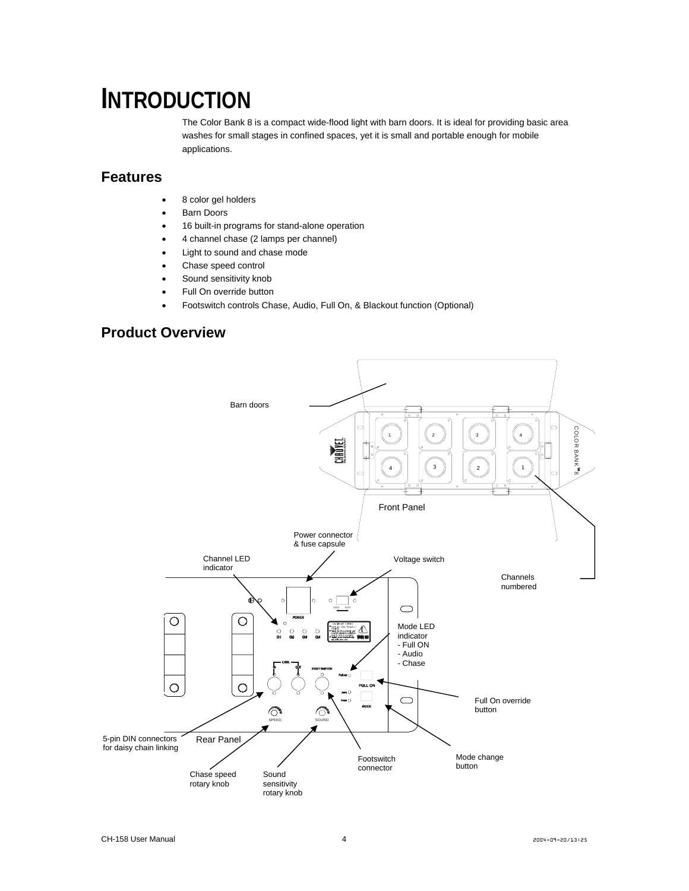# INTRODUCTION

The Color Bank 8 is a compact wide-flood light with barn doors. It is ideal for providing basic area washes for small stages in confined spaces, yet it is small and portable enough for mobile applications.

## Features

- 8 color gel holders
- Barn Doors
- 16 built-in programs for stand-alone operation
- 4 channel chase (2 lamps per channel)
- Light to sound and chase mode
- Chase speed control
- Sound sensitivity knob
- Full On override button
- Footswitch controls Chase, Audio, Full On, & Blackout function (Optional)

## Product Overview

Barn doors

Front Panel

Channels numbered

Power connector & fuse capsule

Channel LED indicator

Voltage switch

Mode LED indicator
- Full ON
- Audio
- Chase

Full On override button

Mode change button

Footswitch connector

Rear Panel

5-pin DIN connectors for daisy chain linking

Chase speed rotary knob

Sound sensitivity rotary knob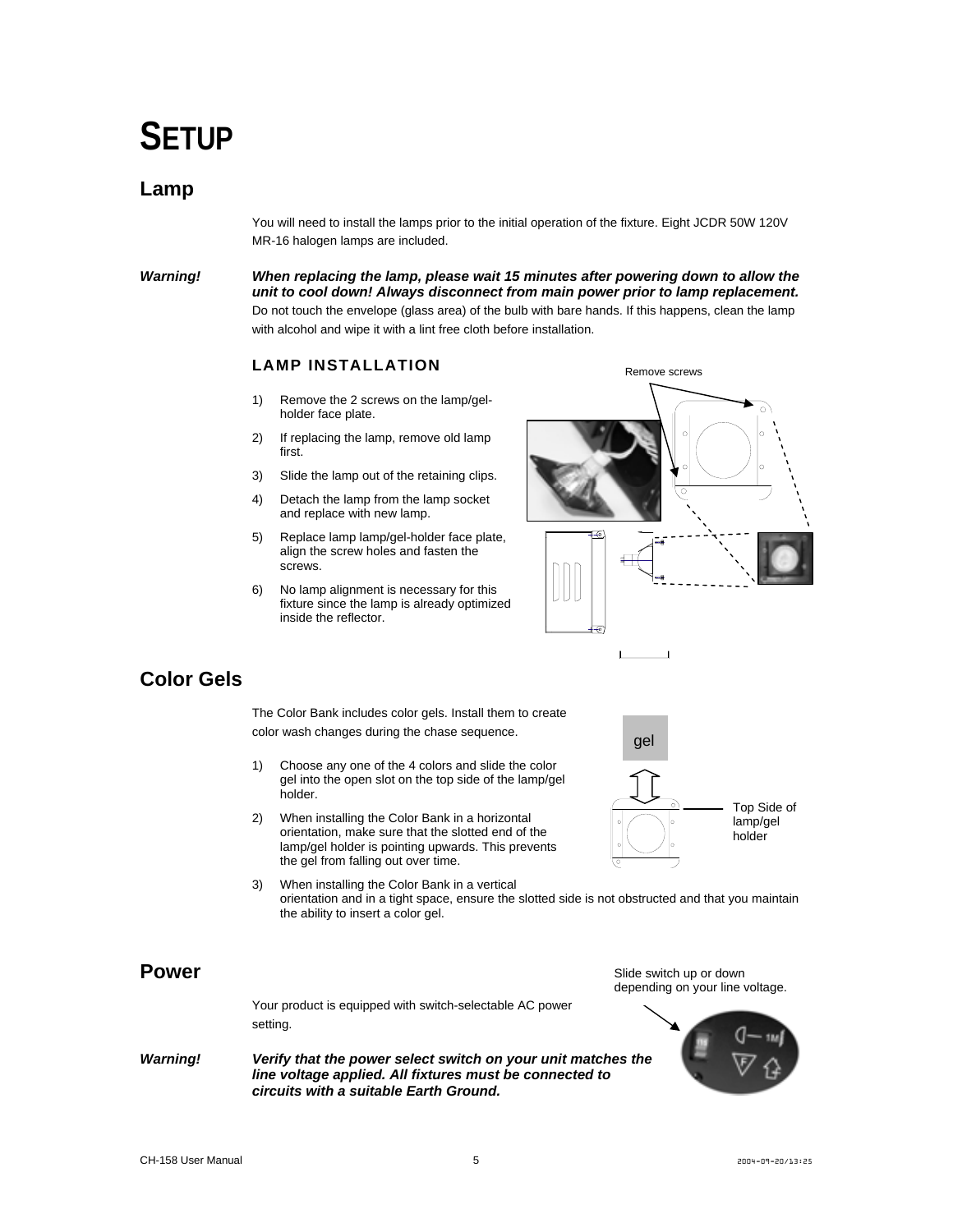// Setup

# SETUP

## Lamp

You will need to install the lamps prior to the initial operation of the fixture. Eight JCDR 50W 120V MR-16 halogen lamps are included.

***Warning!*** ***When replacing the lamp, please wait 15 minutes after powering down to allow the unit to cool down! Always disconnect from main power prior to lamp replacement.*** Do not touch the envelope (glass area) of the bulb with bare hands. If this happens, clean the lamp with alcohol and wipe it with a lint free cloth before installation.

### LAMP INSTALLATION

1) Remove the 2 screws on the lamp/gel-holder face plate.
2) If replacing the lamp, remove old lamp first.
3) Slide the lamp out of the retaining clips.
4) Detach the lamp from the lamp socket and replace with new lamp.
5) Replace lamp lamp/gel-holder face plate, align the screw holes and fasten the screws.
6) No lamp alignment is necessary for this fixture since the lamp is already optimized inside the reflector.

Remove screws

## Color Gels

The Color Bank includes color gels. Install them to create color wash changes during the chase sequence.

1) Choose any one of the 4 colors and slide the color gel into the open slot on the top side of the lamp/gel holder.
2) When installing the Color Bank in a horizontal orientation, make sure that the slotted end of the lamp/gel holder is pointing upwards. This prevents the gel from falling out over time.
3) When installing the Color Bank in a vertical orientation and in a tight space, ensure the slotted side is not obstructed and that you maintain the ability to insert a color gel.

gel

Top Side of lamp/gel holder

## Power

Your product is equipped with switch-selectable AC power setting.

Slide switch up or down depending on your line voltage.

***Warning!*** ***Verify that the power select switch on your unit matches the line voltage applied. All fixtures must be connected to circuits with a suitable Earth Ground.***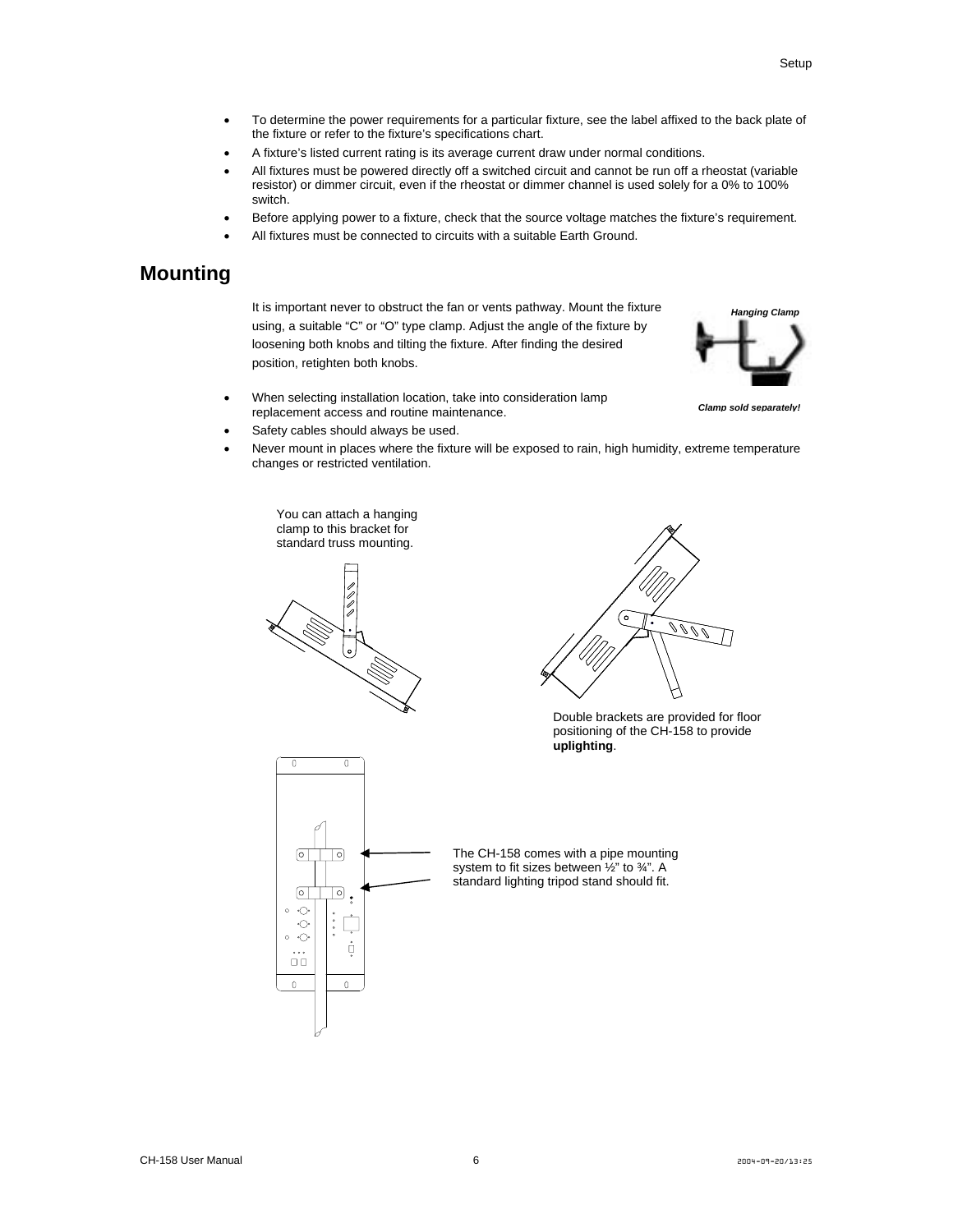- To determine the power requirements for a particular fixture, see the label affixed to the back plate of the fixture or refer to the fixture's specifications chart.
- A fixture's listed current rating is its average current draw under normal conditions.
- All fixtures must be powered directly off a switched circuit and cannot be run off a rheostat (variable resistor) or dimmer circuit, even if the rheostat or dimmer channel is used solely for a 0% to 100% switch.
- Before applying power to a fixture, check that the source voltage matches the fixture's requirement.
- All fixtures must be connected to circuits with a suitable Earth Ground.

## Mounting

It is important never to obstruct the fan or vents pathway. Mount the fixture using, a suitable "C" or "O" type clamp. Adjust the angle of the fixture by loosening both knobs and tilting the fixture. After finding the desired position, retighten both knobs.

***Hanging Clamp***

***Clamp sold separately!***

- When selecting installation location, take into consideration lamp replacement access and routine maintenance.
- Safety cables should always be used.
- Never mount in places where the fixture will be exposed to rain, high humidity, extreme temperature changes or restricted ventilation.

You can attach a hanging clamp to this bracket for standard truss mounting.

Double brackets are provided for floor positioning of the CH-158 to provide **uplighting**.

The CH-158 comes with a pipe mounting system to fit sizes between ½" to ¾". A standard lighting tripod stand should fit.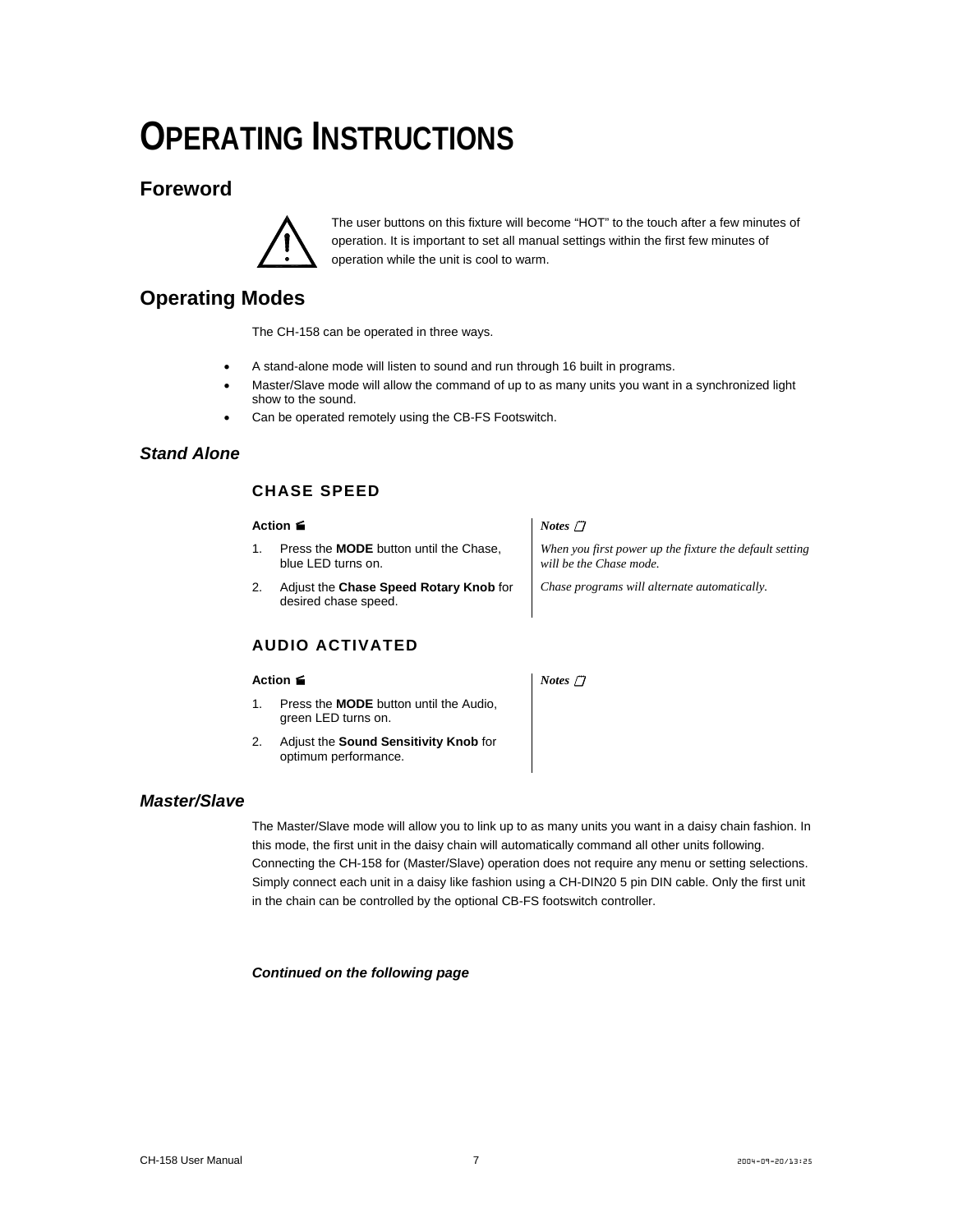# OPERATING INSTRUCTIONS

## Foreword

The user buttons on this fixture will become “HOT” to the touch after a few minutes of operation. It is important to set all manual settings within the first few minutes of operation while the unit is cool to warm.

## Operating Modes

The CH-158 can be operated in three ways.

- A stand-alone mode will listen to sound and run through 16 built in programs.
- Master/Slave mode will allow the command of up to as many units you want in a synchronized light show to the sound.
- Can be operated remotely using the CB-FS Footswitch.

### *Stand Alone*

#### CHASE SPEED

| **Action** | ***Notes*** |
|---|---|
| 1. Press the **MODE** button until the Chase, blue LED turns on. | *When you first power up the fixture the default setting will be the Chase mode.* |
| 2. Adjust the **Chase Speed Rotary Knob** for desired chase speed. | *Chase programs will alternate automatically.* |

#### AUDIO ACTIVATED

| **Action** | ***Notes*** |
|---|---|
| 1. Press the **MODE** button until the Audio, green LED turns on. | |
| 2. Adjust the **Sound Sensitivity Knob** for optimum performance. | |

### *Master/Slave*

The Master/Slave mode will allow you to link up to as many units you want in a daisy chain fashion. In this mode, the first unit in the daisy chain will automatically command all other units following. Connecting the CH-158 for (Master/Slave) operation does not require any menu or setting selections. Simply connect each unit in a daisy like fashion using a CH-DIN20 5 pin DIN cable. Only the first unit in the chain can be controlled by the optional CB-FS footswitch controller.

***Continued on the following page***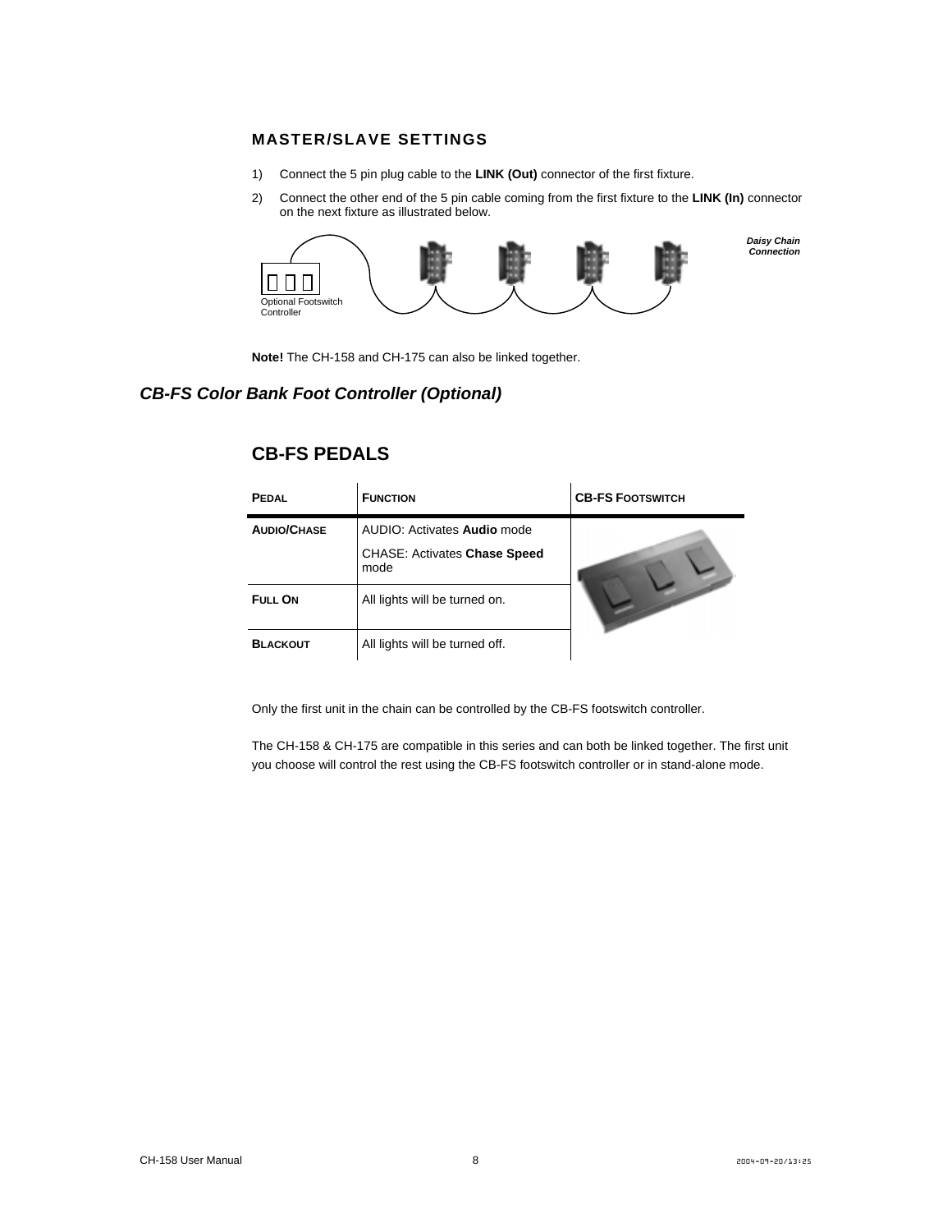### MASTER/SLAVE SETTINGS

1) Connect the 5 pin plug cable to the **LINK (Out)** connector of the first fixture.
2) Connect the other end of the 5 pin cable coming from the first fixture to the **LINK (In)** connector on the next fixture as illustrated below.

Optional Footswitch Controller

***Daisy Chain Connection***

**Note!** The CH-158 and CH-175 can also be linked together.

## *CB-FS Color Bank Foot Controller (Optional)*

### CB-FS PEDALS

| PEDAL | FUNCTION | CB-FS FOOTSWITCH |
|---|---|---|
| AUDIO/CHASE | AUDIO: Activates **Audio** mode<br>CHASE: Activates **Chase Speed** mode | |
| FULL ON | All lights will be turned on. | |
| BLACKOUT | All lights will be turned off. | |

Only the first unit in the chain can be controlled by the CB-FS footswitch controller.

The CH-158 & CH-175 are compatible in this series and can both be linked together. The first unit you choose will control the rest using the CB-FS footswitch controller or in stand-alone mode.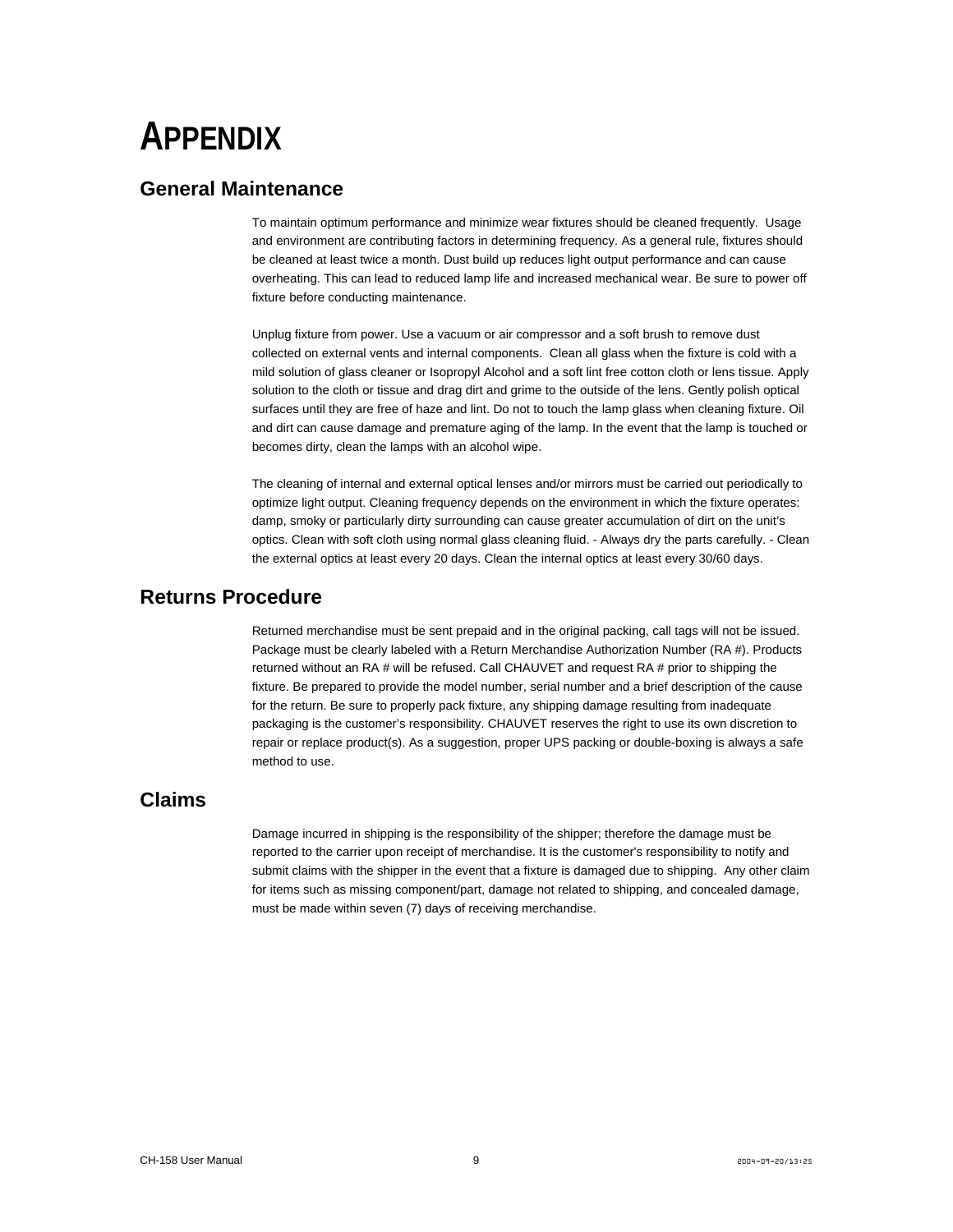# APPENDIX

## General Maintenance

To maintain optimum performance and minimize wear fixtures should be cleaned frequently. Usage and environment are contributing factors in determining frequency. As a general rule, fixtures should be cleaned at least twice a month. Dust build up reduces light output performance and can cause overheating. This can lead to reduced lamp life and increased mechanical wear. Be sure to power off fixture before conducting maintenance.

Unplug fixture from power. Use a vacuum or air compressor and a soft brush to remove dust collected on external vents and internal components. Clean all glass when the fixture is cold with a mild solution of glass cleaner or Isopropyl Alcohol and a soft lint free cotton cloth or lens tissue. Apply solution to the cloth or tissue and drag dirt and grime to the outside of the lens. Gently polish optical surfaces until they are free of haze and lint. Do not to touch the lamp glass when cleaning fixture. Oil and dirt can cause damage and premature aging of the lamp. In the event that the lamp is touched or becomes dirty, clean the lamps with an alcohol wipe.

The cleaning of internal and external optical lenses and/or mirrors must be carried out periodically to optimize light output. Cleaning frequency depends on the environment in which the fixture operates: damp, smoky or particularly dirty surrounding can cause greater accumulation of dirt on the unit's optics. Clean with soft cloth using normal glass cleaning fluid. - Always dry the parts carefully. - Clean the external optics at least every 20 days. Clean the internal optics at least every 30/60 days.

## Returns Procedure

Returned merchandise must be sent prepaid and in the original packing, call tags will not be issued. Package must be clearly labeled with a Return Merchandise Authorization Number (RA #). Products returned without an RA # will be refused. Call CHAUVET and request RA # prior to shipping the fixture. Be prepared to provide the model number, serial number and a brief description of the cause for the return. Be sure to properly pack fixture, any shipping damage resulting from inadequate packaging is the customer's responsibility. CHAUVET reserves the right to use its own discretion to repair or replace product(s). As a suggestion, proper UPS packing or double-boxing is always a safe method to use.

## Claims

Damage incurred in shipping is the responsibility of the shipper; therefore the damage must be reported to the carrier upon receipt of merchandise. It is the customer's responsibility to notify and submit claims with the shipper in the event that a fixture is damaged due to shipping. Any other claim for items such as missing component/part, damage not related to shipping, and concealed damage, must be made within seven (7) days of receiving merchandise.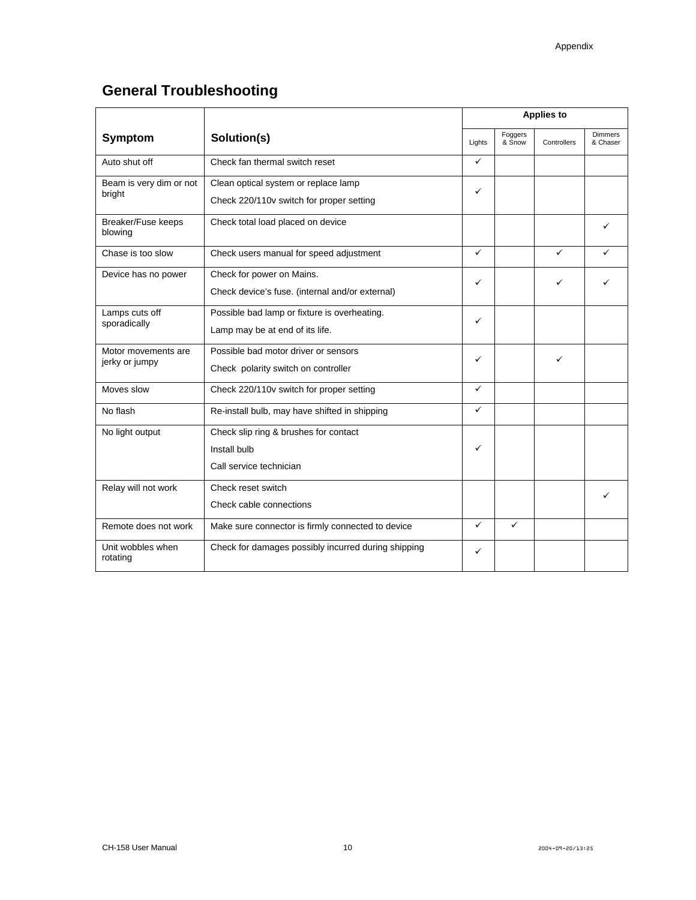## General Troubleshooting

| Symptom | Solution(s) | Applies to | | | |
|---|---|---|---|---|---|
| | | Lights | Foggers & Snow | Controllers | Dimmers & Chaser |
| Auto shut off | Check fan thermal switch reset | ✓ | | | |
| Beam is very dim or not bright | Clean optical system or replace lamp<br>Check 220/110v switch for proper setting | ✓ | | | |
| Breaker/Fuse keeps blowing | Check total load placed on device | | | | ✓ |
| Chase is too slow | Check users manual for speed adjustment | ✓ | | ✓ | ✓ |
| Device has no power | Check for power on Mains.<br>Check device's fuse. (internal and/or external) | ✓ | | ✓ | ✓ |
| Lamps cuts off sporadically | Possible bad lamp or fixture is overheating.<br>Lamp may be at end of its life. | ✓ | | | |
| Motor movements are jerky or jumpy | Possible bad motor driver or sensors<br>Check polarity switch on controller | ✓ | | ✓ | |
| Moves slow | Check 220/110v switch for proper setting | ✓ | | | |
| No flash | Re-install bulb, may have shifted in shipping | ✓ | | | |
| No light output | Check slip ring & brushes for contact<br>Install bulb<br>Call service technician | ✓ | | | |
| Relay will not work | Check reset switch<br>Check cable connections | | | | ✓ |
| Remote does not work | Make sure connector is firmly connected to device | ✓ | ✓ | | |
| Unit wobbles when rotating | Check for damages possibly incurred during shipping | ✓ | | | |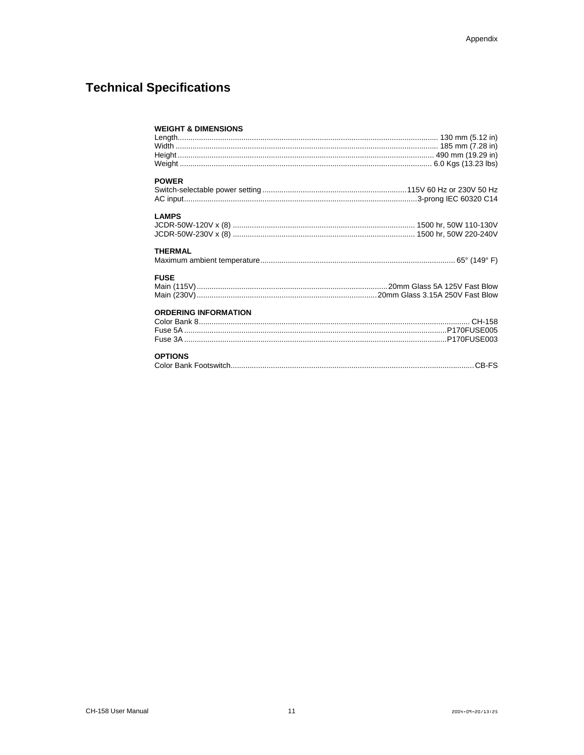# Technical Specifications

**WEIGHT & DIMENSIONS**

| | |
|---|---|
| Length | 130 mm (5.12 in) |
| Width | 185 mm (7.28 in) |
| Height | 490 mm (19.29 in) |
| Weight | 6.0 Kgs (13.23 lbs) |

**POWER**

| | |
|---|---|
| Switch-selectable power setting | 115V 60 Hz or 230V 50 Hz |
| AC input | 3-prong IEC 60320 C14 |

**LAMPS**

| | |
|---|---|
| JCDR-50W-120V x (8) | 1500 hr, 50W 110-130V |
| JCDR-50W-230V x (8) | 1500 hr, 50W 220-240V |

**THERMAL**

| | |
|---|---|
| Maximum ambient temperature | 65° (149° F) |

**FUSE**

| | |
|---|---|
| Main (115V) | 20mm Glass 5A 125V Fast Blow |
| Main (230V) | 20mm Glass 3.15A 250V Fast Blow |

**ORDERING INFORMATION**

| | |
|---|---|
| Color Bank 8 | CH-158 |
| Fuse 5A | P170FUSE005 |
| Fuse 3A | P170FUSE003 |

**OPTIONS**

| | |
|---|---|
| Color Bank Footswitch | CB-FS |